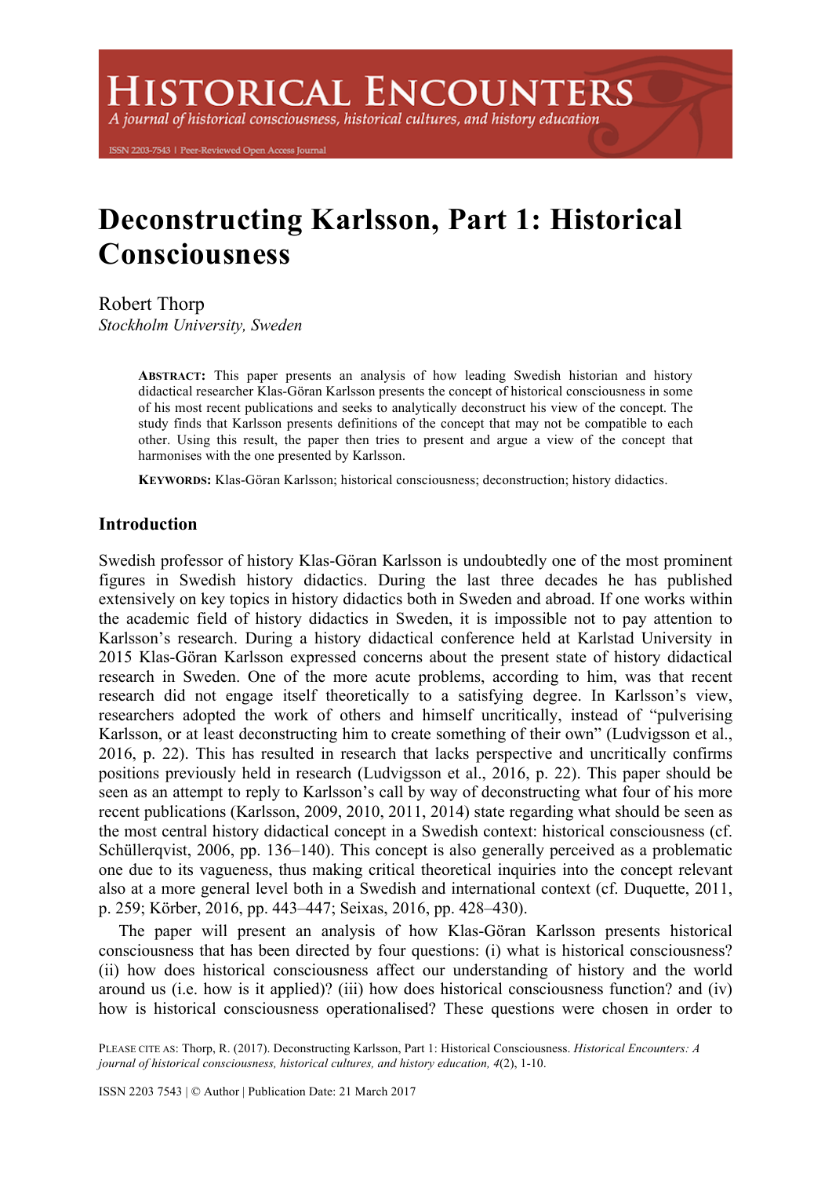# Deconstructing Karlsson, Part 1: Historical Consciousness

Robert Thorp
*Stockholm University, Sweden*

> **ABSTRACT:** This paper presents an analysis of how leading Swedish historian and history didactical researcher Klas-Göran Karlsson presents the concept of historical consciousness in some of his most recent publications and seeks to analytically deconstruct his view of the concept. The study finds that Karlsson presents definitions of the concept that may not be compatible to each other. Using this result, the paper then tries to present and argue a view of the concept that harmonises with the one presented by Karlsson.
>
> **KEYWORDS:** Klas-Göran Karlsson; historical consciousness; deconstruction; history didactics.

## Introduction

Swedish professor of history Klas-Göran Karlsson is undoubtedly one of the most prominent figures in Swedish history didactics. During the last three decades he has published extensively on key topics in history didactics both in Sweden and abroad. If one works within the academic field of history didactics in Sweden, it is impossible not to pay attention to Karlsson's research. During a history didactical conference held at Karlstad University in 2015 Klas-Göran Karlsson expressed concerns about the present state of history didactical research in Sweden. One of the more acute problems, according to him, was that recent research did not engage itself theoretically to a satisfying degree. In Karlsson's view, researchers adopted the work of others and himself uncritically, instead of "pulverising Karlsson, or at least deconstructing him to create something of their own" (Ludvigsson et al., 2016, p. 22). This has resulted in research that lacks perspective and uncritically confirms positions previously held in research (Ludvigsson et al., 2016, p. 22). This paper should be seen as an attempt to reply to Karlsson's call by way of deconstructing what four of his more recent publications (Karlsson, 2009, 2010, 2011, 2014) state regarding what should be seen as the most central history didactical concept in a Swedish context: historical consciousness (cf. Schüllerqvist, 2006, pp. 136–140). This concept is also generally perceived as a problematic one due to its vagueness, thus making critical theoretical inquiries into the concept relevant also at a more general level both in a Swedish and international context (cf. Duquette, 2011, p. 259; Körber, 2016, pp. 443–447; Seixas, 2016, pp. 428–430).

The paper will present an analysis of how Klas-Göran Karlsson presents historical consciousness that has been directed by four questions: (i) what is historical consciousness? (ii) how does historical consciousness affect our understanding of history and the world around us (i.e. how is it applied)? (iii) how does historical consciousness function? and (iv) how is historical consciousness operationalised? These questions were chosen in order to

PLEASE CITE AS: Thorp, R. (2017). Deconstructing Karlsson, Part 1: Historical Consciousness. *Historical Encounters: A journal of historical consciousness, historical cultures, and history education, 4*(2), 1-10.

ISSN 2203 7543 | © Author | Publication Date: 21 March 2017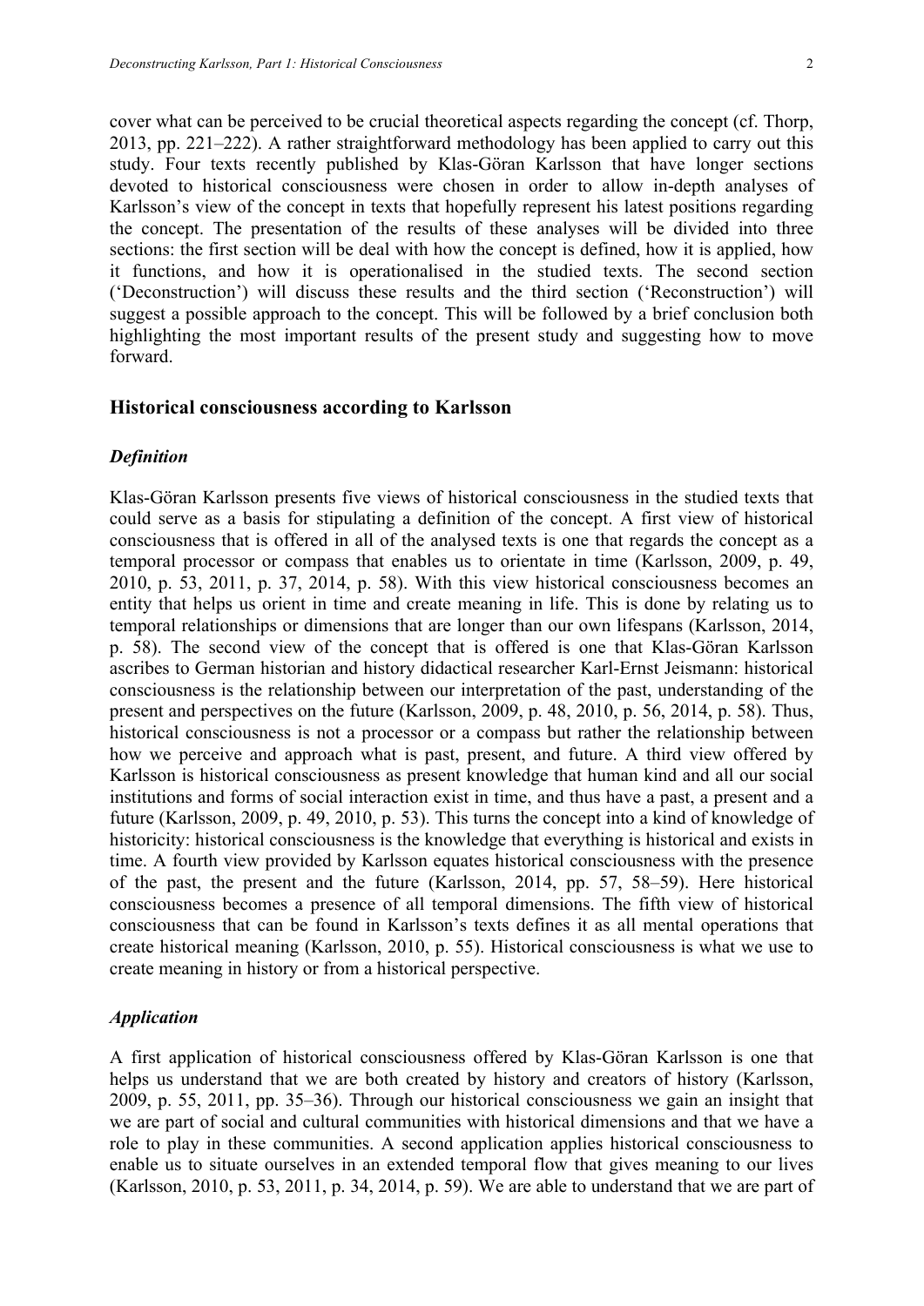cover what can be perceived to be crucial theoretical aspects regarding the concept (cf. Thorp, 2013, pp. 221–222). A rather straightforward methodology has been applied to carry out this study. Four texts recently published by Klas-Göran Karlsson that have longer sections devoted to historical consciousness were chosen in order to allow in-depth analyses of Karlsson's view of the concept in texts that hopefully represent his latest positions regarding the concept. The presentation of the results of these analyses will be divided into three sections: the first section will be deal with how the concept is defined, how it is applied, how it functions, and how it is operationalised in the studied texts. The second section ('Deconstruction') will discuss these results and the third section ('Reconstruction') will suggest a possible approach to the concept. This will be followed by a brief conclusion both highlighting the most important results of the present study and suggesting how to move forward.

## Historical consciousness according to Karlsson

### *Definition*

Klas-Göran Karlsson presents five views of historical consciousness in the studied texts that could serve as a basis for stipulating a definition of the concept. A first view of historical consciousness that is offered in all of the analysed texts is one that regards the concept as a temporal processor or compass that enables us to orientate in time (Karlsson, 2009, p. 49, 2010, p. 53, 2011, p. 37, 2014, p. 58). With this view historical consciousness becomes an entity that helps us orient in time and create meaning in life. This is done by relating us to temporal relationships or dimensions that are longer than our own lifespans (Karlsson, 2014, p. 58). The second view of the concept that is offered is one that Klas-Göran Karlsson ascribes to German historian and history didactical researcher Karl-Ernst Jeismann: historical consciousness is the relationship between our interpretation of the past, understanding of the present and perspectives on the future (Karlsson, 2009, p. 48, 2010, p. 56, 2014, p. 58). Thus, historical consciousness is not a processor or a compass but rather the relationship between how we perceive and approach what is past, present, and future. A third view offered by Karlsson is historical consciousness as present knowledge that human kind and all our social institutions and forms of social interaction exist in time, and thus have a past, a present and a future (Karlsson, 2009, p. 49, 2010, p. 53). This turns the concept into a kind of knowledge of historicity: historical consciousness is the knowledge that everything is historical and exists in time. A fourth view provided by Karlsson equates historical consciousness with the presence of the past, the present and the future (Karlsson, 2014, pp. 57, 58–59). Here historical consciousness becomes a presence of all temporal dimensions. The fifth view of historical consciousness that can be found in Karlsson's texts defines it as all mental operations that create historical meaning (Karlsson, 2010, p. 55). Historical consciousness is what we use to create meaning in history or from a historical perspective.

### *Application*

A first application of historical consciousness offered by Klas-Göran Karlsson is one that helps us understand that we are both created by history and creators of history (Karlsson, 2009, p. 55, 2011, pp. 35–36). Through our historical consciousness we gain an insight that we are part of social and cultural communities with historical dimensions and that we have a role to play in these communities. A second application applies historical consciousness to enable us to situate ourselves in an extended temporal flow that gives meaning to our lives (Karlsson, 2010, p. 53, 2011, p. 34, 2014, p. 59). We are able to understand that we are part of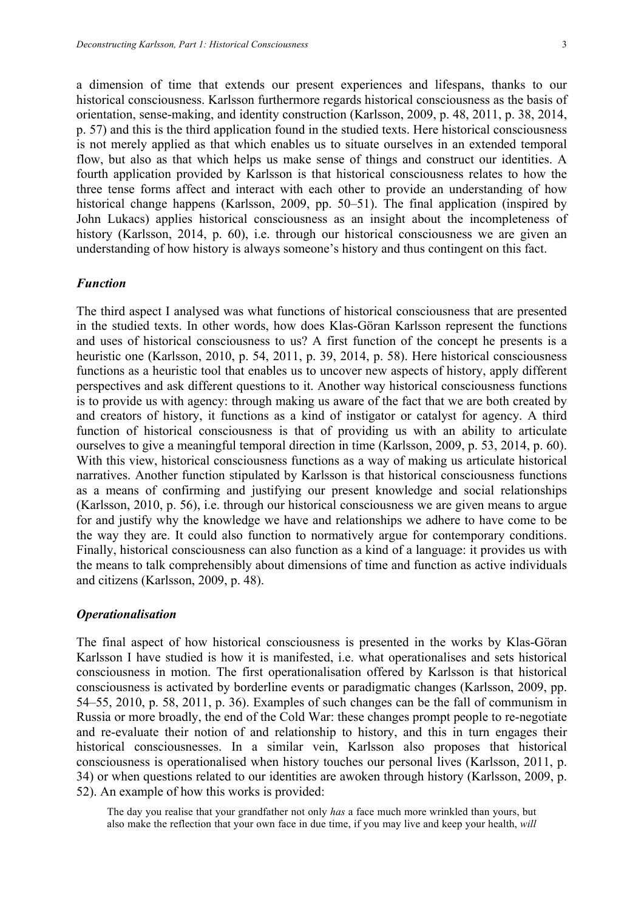a dimension of time that extends our present experiences and lifespans, thanks to our historical consciousness. Karlsson furthermore regards historical consciousness as the basis of orientation, sense-making, and identity construction (Karlsson, 2009, p. 48, 2011, p. 38, 2014, p. 57) and this is the third application found in the studied texts. Here historical consciousness is not merely applied as that which enables us to situate ourselves in an extended temporal flow, but also as that which helps us make sense of things and construct our identities. A fourth application provided by Karlsson is that historical consciousness relates to how the three tense forms affect and interact with each other to provide an understanding of how historical change happens (Karlsson, 2009, pp. 50–51). The final application (inspired by John Lukacs) applies historical consciousness as an insight about the incompleteness of history (Karlsson, 2014, p. 60), i.e. through our historical consciousness we are given an understanding of how history is always someone's history and thus contingent on this fact.

### *Function*

The third aspect I analysed was what functions of historical consciousness that are presented in the studied texts. In other words, how does Klas-Göran Karlsson represent the functions and uses of historical consciousness to us? A first function of the concept he presents is a heuristic one (Karlsson, 2010, p. 54, 2011, p. 39, 2014, p. 58). Here historical consciousness functions as a heuristic tool that enables us to uncover new aspects of history, apply different perspectives and ask different questions to it. Another way historical consciousness functions is to provide us with agency: through making us aware of the fact that we are both created by and creators of history, it functions as a kind of instigator or catalyst for agency. A third function of historical consciousness is that of providing us with an ability to articulate ourselves to give a meaningful temporal direction in time (Karlsson, 2009, p. 53, 2014, p. 60). With this view, historical consciousness functions as a way of making us articulate historical narratives. Another function stipulated by Karlsson is that historical consciousness functions as a means of confirming and justifying our present knowledge and social relationships (Karlsson, 2010, p. 56), i.e. through our historical consciousness we are given means to argue for and justify why the knowledge we have and relationships we adhere to have come to be the way they are. It could also function to normatively argue for contemporary conditions. Finally, historical consciousness can also function as a kind of a language: it provides us with the means to talk comprehensibly about dimensions of time and function as active individuals and citizens (Karlsson, 2009, p. 48).

### *Operationalisation*

The final aspect of how historical consciousness is presented in the works by Klas-Göran Karlsson I have studied is how it is manifested, i.e. what operationalises and sets historical consciousness in motion. The first operationalisation offered by Karlsson is that historical consciousness is activated by borderline events or paradigmatic changes (Karlsson, 2009, pp. 54–55, 2010, p. 58, 2011, p. 36). Examples of such changes can be the fall of communism in Russia or more broadly, the end of the Cold War: these changes prompt people to re-negotiate and re-evaluate their notion of and relationship to history, and this in turn engages their historical consciousnesses. In a similar vein, Karlsson also proposes that historical consciousness is operationalised when history touches our personal lives (Karlsson, 2011, p. 34) or when questions related to our identities are awoken through history (Karlsson, 2009, p. 52). An example of how this works is provided:

> The day you realise that your grandfather not only *has* a face much more wrinkled than yours, but also make the reflection that your own face in due time, if you may live and keep your health, *will*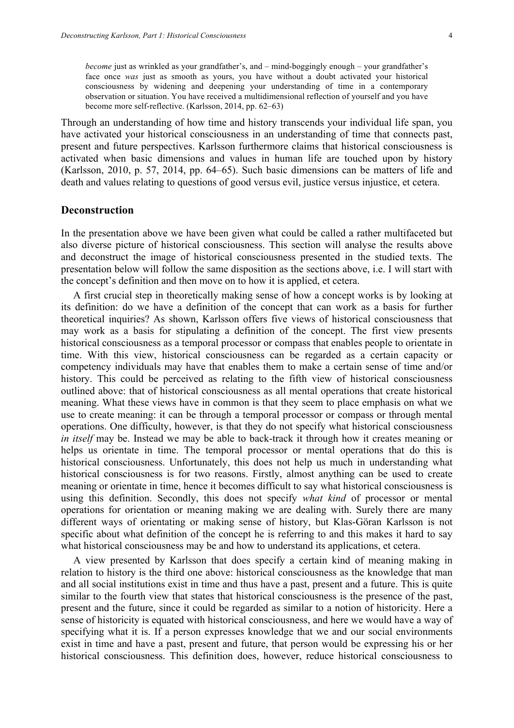> *become* just as wrinkled as your grandfather's, and – mind-boggingly enough – your grandfather's face once *was* just as smooth as yours, you have without a doubt activated your historical consciousness by widening and deepening your understanding of time in a contemporary observation or situation. You have received a multidimensional reflection of yourself and you have become more self-reflective. (Karlsson, 2014, pp. 62–63)

Through an understanding of how time and history transcends your individual life span, you have activated your historical consciousness in an understanding of time that connects past, present and future perspectives. Karlsson furthermore claims that historical consciousness is activated when basic dimensions and values in human life are touched upon by history (Karlsson, 2010, p. 57, 2014, pp. 64–65). Such basic dimensions can be matters of life and death and values relating to questions of good versus evil, justice versus injustice, et cetera.

## Deconstruction

In the presentation above we have been given what could be called a rather multifaceted but also diverse picture of historical consciousness. This section will analyse the results above and deconstruct the image of historical consciousness presented in the studied texts. The presentation below will follow the same disposition as the sections above, i.e. I will start with the concept's definition and then move on to how it is applied, et cetera.

A first crucial step in theoretically making sense of how a concept works is by looking at its definition: do we have a definition of the concept that can work as a basis for further theoretical inquiries? As shown, Karlsson offers five views of historical consciousness that may work as a basis for stipulating a definition of the concept. The first view presents historical consciousness as a temporal processor or compass that enables people to orientate in time. With this view, historical consciousness can be regarded as a certain capacity or competency individuals may have that enables them to make a certain sense of time and/or history. This could be perceived as relating to the fifth view of historical consciousness outlined above: that of historical consciousness as all mental operations that create historical meaning. What these views have in common is that they seem to place emphasis on what we use to create meaning: it can be through a temporal processor or compass or through mental operations. One difficulty, however, is that they do not specify what historical consciousness *in itself* may be. Instead we may be able to back-track it through how it creates meaning or helps us orientate in time. The temporal processor or mental operations that do this is historical consciousness. Unfortunately, this does not help us much in understanding what historical consciousness is for two reasons. Firstly, almost anything can be used to create meaning or orientate in time, hence it becomes difficult to say what historical consciousness is using this definition. Secondly, this does not specify *what kind* of processor or mental operations for orientation or meaning making we are dealing with. Surely there are many different ways of orientating or making sense of history, but Klas-Göran Karlsson is not specific about what definition of the concept he is referring to and this makes it hard to say what historical consciousness may be and how to understand its applications, et cetera.

A view presented by Karlsson that does specify a certain kind of meaning making in relation to history is the third one above: historical consciousness as the knowledge that man and all social institutions exist in time and thus have a past, present and a future. This is quite similar to the fourth view that states that historical consciousness is the presence of the past, present and the future, since it could be regarded as similar to a notion of historicity. Here a sense of historicity is equated with historical consciousness, and here we would have a way of specifying what it is. If a person expresses knowledge that we and our social environments exist in time and have a past, present and future, that person would be expressing his or her historical consciousness. This definition does, however, reduce historical consciousness to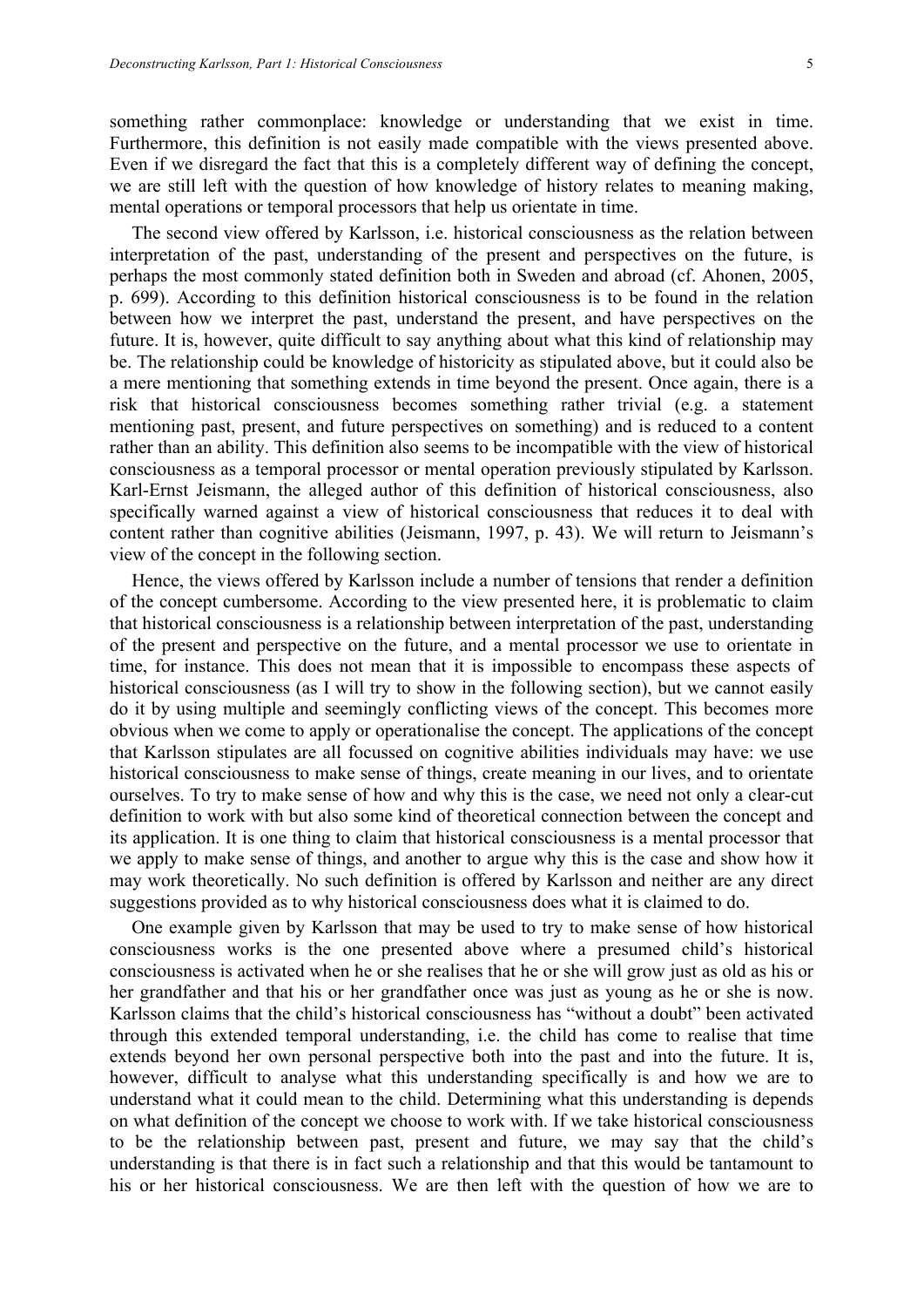something rather commonplace: knowledge or understanding that we exist in time. Furthermore, this definition is not easily made compatible with the views presented above. Even if we disregard the fact that this is a completely different way of defining the concept, we are still left with the question of how knowledge of history relates to meaning making, mental operations or temporal processors that help us orientate in time.

The second view offered by Karlsson, i.e. historical consciousness as the relation between interpretation of the past, understanding of the present and perspectives on the future, is perhaps the most commonly stated definition both in Sweden and abroad (cf. Ahonen, 2005, p. 699). According to this definition historical consciousness is to be found in the relation between how we interpret the past, understand the present, and have perspectives on the future. It is, however, quite difficult to say anything about what this kind of relationship may be. The relationship could be knowledge of historicity as stipulated above, but it could also be a mere mentioning that something extends in time beyond the present. Once again, there is a risk that historical consciousness becomes something rather trivial (e.g. a statement mentioning past, present, and future perspectives on something) and is reduced to a content rather than an ability. This definition also seems to be incompatible with the view of historical consciousness as a temporal processor or mental operation previously stipulated by Karlsson. Karl-Ernst Jeismann, the alleged author of this definition of historical consciousness, also specifically warned against a view of historical consciousness that reduces it to deal with content rather than cognitive abilities (Jeismann, 1997, p. 43). We will return to Jeismann's view of the concept in the following section.

Hence, the views offered by Karlsson include a number of tensions that render a definition of the concept cumbersome. According to the view presented here, it is problematic to claim that historical consciousness is a relationship between interpretation of the past, understanding of the present and perspective on the future, and a mental processor we use to orientate in time, for instance. This does not mean that it is impossible to encompass these aspects of historical consciousness (as I will try to show in the following section), but we cannot easily do it by using multiple and seemingly conflicting views of the concept. This becomes more obvious when we come to apply or operationalise the concept. The applications of the concept that Karlsson stipulates are all focussed on cognitive abilities individuals may have: we use historical consciousness to make sense of things, create meaning in our lives, and to orientate ourselves. To try to make sense of how and why this is the case, we need not only a clear-cut definition to work with but also some kind of theoretical connection between the concept and its application. It is one thing to claim that historical consciousness is a mental processor that we apply to make sense of things, and another to argue why this is the case and show how it may work theoretically. No such definition is offered by Karlsson and neither are any direct suggestions provided as to why historical consciousness does what it is claimed to do.

One example given by Karlsson that may be used to try to make sense of how historical consciousness works is the one presented above where a presumed child's historical consciousness is activated when he or she realises that he or she will grow just as old as his or her grandfather and that his or her grandfather once was just as young as he or she is now. Karlsson claims that the child's historical consciousness has "without a doubt" been activated through this extended temporal understanding, i.e. the child has come to realise that time extends beyond her own personal perspective both into the past and into the future. It is, however, difficult to analyse what this understanding specifically is and how we are to understand what it could mean to the child. Determining what this understanding is depends on what definition of the concept we choose to work with. If we take historical consciousness to be the relationship between past, present and future, we may say that the child's understanding is that there is in fact such a relationship and that this would be tantamount to his or her historical consciousness. We are then left with the question of how we are to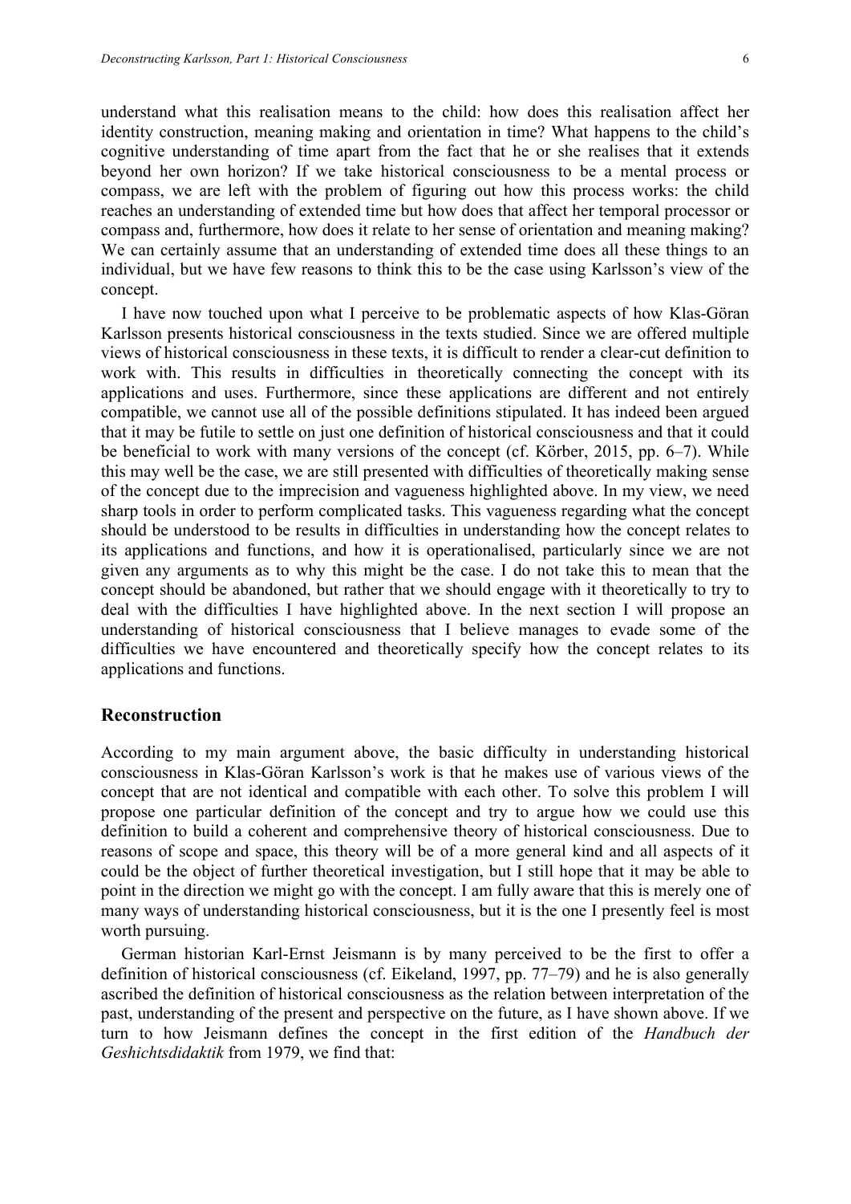understand what this realisation means to the child: how does this realisation affect her identity construction, meaning making and orientation in time? What happens to the child's cognitive understanding of time apart from the fact that he or she realises that it extends beyond her own horizon? If we take historical consciousness to be a mental process or compass, we are left with the problem of figuring out how this process works: the child reaches an understanding of extended time but how does that affect her temporal processor or compass and, furthermore, how does it relate to her sense of orientation and meaning making? We can certainly assume that an understanding of extended time does all these things to an individual, but we have few reasons to think this to be the case using Karlsson's view of the concept.

I have now touched upon what I perceive to be problematic aspects of how Klas-Göran Karlsson presents historical consciousness in the texts studied. Since we are offered multiple views of historical consciousness in these texts, it is difficult to render a clear-cut definition to work with. This results in difficulties in theoretically connecting the concept with its applications and uses. Furthermore, since these applications are different and not entirely compatible, we cannot use all of the possible definitions stipulated. It has indeed been argued that it may be futile to settle on just one definition of historical consciousness and that it could be beneficial to work with many versions of the concept (cf. Körber, 2015, pp. 6–7). While this may well be the case, we are still presented with difficulties of theoretically making sense of the concept due to the imprecision and vagueness highlighted above. In my view, we need sharp tools in order to perform complicated tasks. This vagueness regarding what the concept should be understood to be results in difficulties in understanding how the concept relates to its applications and functions, and how it is operationalised, particularly since we are not given any arguments as to why this might be the case. I do not take this to mean that the concept should be abandoned, but rather that we should engage with it theoretically to try to deal with the difficulties I have highlighted above. In the next section I will propose an understanding of historical consciousness that I believe manages to evade some of the difficulties we have encountered and theoretically specify how the concept relates to its applications and functions.

## Reconstruction

According to my main argument above, the basic difficulty in understanding historical consciousness in Klas-Göran Karlsson's work is that he makes use of various views of the concept that are not identical and compatible with each other. To solve this problem I will propose one particular definition of the concept and try to argue how we could use this definition to build a coherent and comprehensive theory of historical consciousness. Due to reasons of scope and space, this theory will be of a more general kind and all aspects of it could be the object of further theoretical investigation, but I still hope that it may be able to point in the direction we might go with the concept. I am fully aware that this is merely one of many ways of understanding historical consciousness, but it is the one I presently feel is most worth pursuing.

German historian Karl-Ernst Jeismann is by many perceived to be the first to offer a definition of historical consciousness (cf. Eikeland, 1997, pp. 77–79) and he is also generally ascribed the definition of historical consciousness as the relation between interpretation of the past, understanding of the present and perspective on the future, as I have shown above. If we turn to how Jeismann defines the concept in the first edition of the *Handbuch der Geshichtsdidaktik* from 1979, we find that: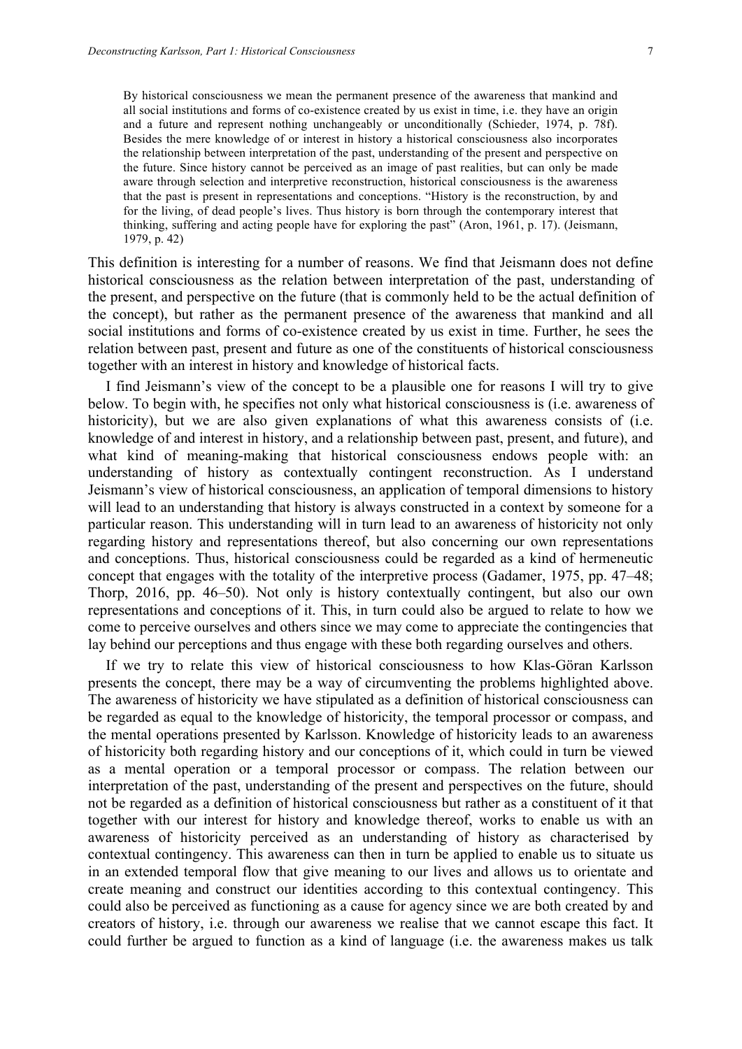> By historical consciousness we mean the permanent presence of the awareness that mankind and all social institutions and forms of co-existence created by us exist in time, i.e. they have an origin and a future and represent nothing unchangeably or unconditionally (Schieder, 1974, p. 78f). Besides the mere knowledge of or interest in history a historical consciousness also incorporates the relationship between interpretation of the past, understanding of the present and perspective on the future. Since history cannot be perceived as an image of past realities, but can only be made aware through selection and interpretive reconstruction, historical consciousness is the awareness that the past is present in representations and conceptions. "History is the reconstruction, by and for the living, of dead people's lives. Thus history is born through the contemporary interest that thinking, suffering and acting people have for exploring the past" (Aron, 1961, p. 17). (Jeismann, 1979, p. 42)

This definition is interesting for a number of reasons. We find that Jeismann does not define historical consciousness as the relation between interpretation of the past, understanding of the present, and perspective on the future (that is commonly held to be the actual definition of the concept), but rather as the permanent presence of the awareness that mankind and all social institutions and forms of co-existence created by us exist in time. Further, he sees the relation between past, present and future as one of the constituents of historical consciousness together with an interest in history and knowledge of historical facts.

I find Jeismann's view of the concept to be a plausible one for reasons I will try to give below. To begin with, he specifies not only what historical consciousness is (i.e. awareness of historicity), but we are also given explanations of what this awareness consists of (i.e. knowledge of and interest in history, and a relationship between past, present, and future), and what kind of meaning-making that historical consciousness endows people with: an understanding of history as contextually contingent reconstruction. As I understand Jeismann's view of historical consciousness, an application of temporal dimensions to history will lead to an understanding that history is always constructed in a context by someone for a particular reason. This understanding will in turn lead to an awareness of historicity not only regarding history and representations thereof, but also concerning our own representations and conceptions. Thus, historical consciousness could be regarded as a kind of hermeneutic concept that engages with the totality of the interpretive process (Gadamer, 1975, pp. 47–48; Thorp, 2016, pp. 46–50). Not only is history contextually contingent, but also our own representations and conceptions of it. This, in turn could also be argued to relate to how we come to perceive ourselves and others since we may come to appreciate the contingencies that lay behind our perceptions and thus engage with these both regarding ourselves and others.

If we try to relate this view of historical consciousness to how Klas-Göran Karlsson presents the concept, there may be a way of circumventing the problems highlighted above. The awareness of historicity we have stipulated as a definition of historical consciousness can be regarded as equal to the knowledge of historicity, the temporal processor or compass, and the mental operations presented by Karlsson. Knowledge of historicity leads to an awareness of historicity both regarding history and our conceptions of it, which could in turn be viewed as a mental operation or a temporal processor or compass. The relation between our interpretation of the past, understanding of the present and perspectives on the future, should not be regarded as a definition of historical consciousness but rather as a constituent of it that together with our interest for history and knowledge thereof, works to enable us with an awareness of historicity perceived as an understanding of history as characterised by contextual contingency. This awareness can then in turn be applied to enable us to situate us in an extended temporal flow that give meaning to our lives and allows us to orientate and create meaning and construct our identities according to this contextual contingency. This could also be perceived as functioning as a cause for agency since we are both created by and creators of history, i.e. through our awareness we realise that we cannot escape this fact. It could further be argued to function as a kind of language (i.e. the awareness makes us talk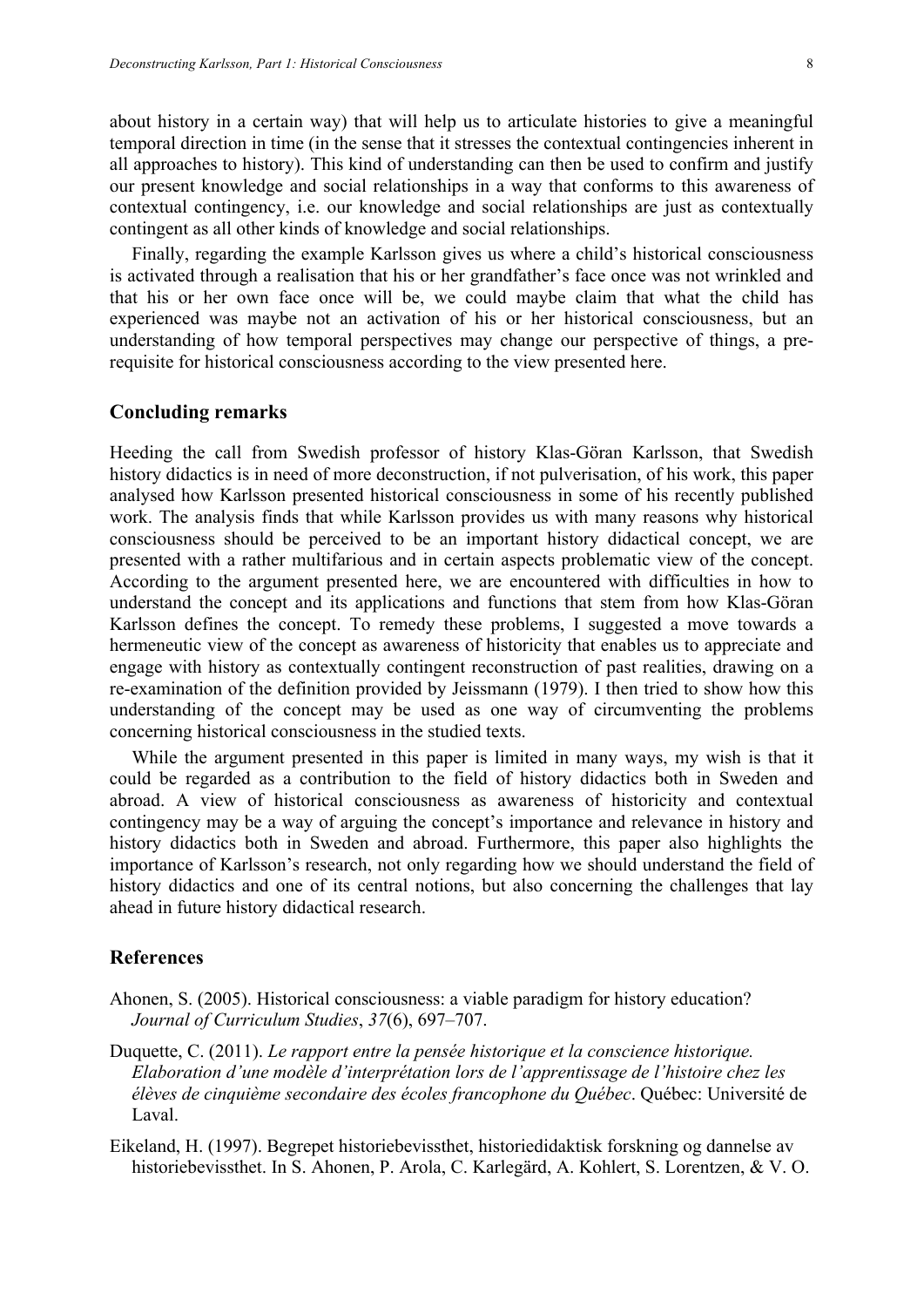about history in a certain way) that will help us to articulate histories to give a meaningful temporal direction in time (in the sense that it stresses the contextual contingencies inherent in all approaches to history). This kind of understanding can then be used to confirm and justify our present knowledge and social relationships in a way that conforms to this awareness of contextual contingency, i.e. our knowledge and social relationships are just as contextually contingent as all other kinds of knowledge and social relationships.

Finally, regarding the example Karlsson gives us where a child's historical consciousness is activated through a realisation that his or her grandfather's face once was not wrinkled and that his or her own face once will be, we could maybe claim that what the child has experienced was maybe not an activation of his or her historical consciousness, but an understanding of how temporal perspectives may change our perspective of things, a pre-requisite for historical consciousness according to the view presented here.

## Concluding remarks

Heeding the call from Swedish professor of history Klas-Göran Karlsson, that Swedish history didactics is in need of more deconstruction, if not pulverisation, of his work, this paper analysed how Karlsson presented historical consciousness in some of his recently published work. The analysis finds that while Karlsson provides us with many reasons why historical consciousness should be perceived to be an important history didactical concept, we are presented with a rather multifarious and in certain aspects problematic view of the concept. According to the argument presented here, we are encountered with difficulties in how to understand the concept and its applications and functions that stem from how Klas-Göran Karlsson defines the concept. To remedy these problems, I suggested a move towards a hermeneutic view of the concept as awareness of historicity that enables us to appreciate and engage with history as contextually contingent reconstruction of past realities, drawing on a re-examination of the definition provided by Jeissmann (1979). I then tried to show how this understanding of the concept may be used as one way of circumventing the problems concerning historical consciousness in the studied texts.

While the argument presented in this paper is limited in many ways, my wish is that it could be regarded as a contribution to the field of history didactics both in Sweden and abroad. A view of historical consciousness as awareness of historicity and contextual contingency may be a way of arguing the concept's importance and relevance in history and history didactics both in Sweden and abroad. Furthermore, this paper also highlights the importance of Karlsson's research, not only regarding how we should understand the field of history didactics and one of its central notions, but also concerning the challenges that lay ahead in future history didactical research.

## References

Ahonen, S. (2005). Historical consciousness: a viable paradigm for history education? *Journal of Curriculum Studies*, *37*(6), 697–707.

Duquette, C. (2011). *Le rapport entre la pensée historique et la conscience historique. Elaboration d'une modèle d'interprétation lors de l'apprentissage de l'histoire chez les élèves de cinquième secondaire des écoles francophone du Québec*. Québec: Université de Laval.

Eikeland, H. (1997). Begrepet historiebevissthet, historiedidaktisk forskning og dannelse av historiebevissthet. In S. Ahonen, P. Arola, C. Karlegärd, A. Kohlert, S. Lorentzen, & V. O.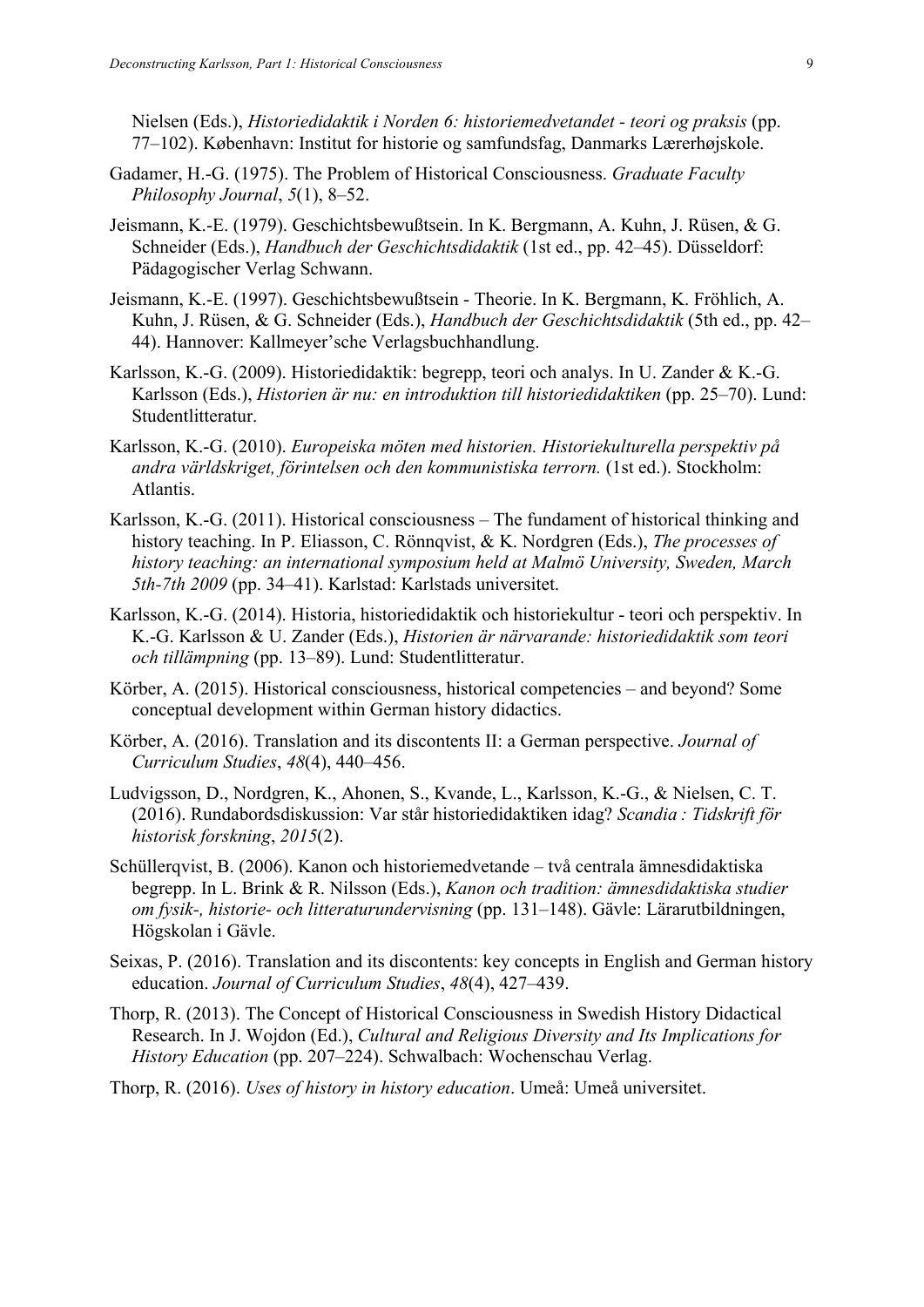Nielsen (Eds.), *Historiedidaktik i Norden 6: historiemedvetandet - teori og praksis* (pp. 77–102). København: Institut for historie og samfundsfag, Danmarks Lærerhøjskole.

Gadamer, H.-G. (1975). The Problem of Historical Consciousness. *Graduate Faculty Philosophy Journal*, *5*(1), 8–52.

Jeismann, K.-E. (1979). Geschichtsbewußtsein. In K. Bergmann, A. Kuhn, J. Rüsen, & G. Schneider (Eds.), *Handbuch der Geschichtsdidaktik* (1st ed., pp. 42–45). Düsseldorf: Pädagogischer Verlag Schwann.

Jeismann, K.-E. (1997). Geschichtsbewußtsein - Theorie. In K. Bergmann, K. Fröhlich, A. Kuhn, J. Rüsen, & G. Schneider (Eds.), *Handbuch der Geschichtsdidaktik* (5th ed., pp. 42–44). Hannover: Kallmeyer'sche Verlagsbuchhandlung.

Karlsson, K.-G. (2009). Historiedidaktik: begrepp, teori och analys. In U. Zander & K.-G. Karlsson (Eds.), *Historien är nu: en introduktion till historiedidaktiken* (pp. 25–70). Lund: Studentlitteratur.

Karlsson, K.-G. (2010). *Europeiska möten med historien. Historiekulturella perspektiv på andra världskriget, förintelsen och den kommunistiska terrorn.* (1st ed.). Stockholm: Atlantis.

Karlsson, K.-G. (2011). Historical consciousness – The fundament of historical thinking and history teaching. In P. Eliasson, C. Rönnqvist, & K. Nordgren (Eds.), *The processes of history teaching: an international symposium held at Malmö University, Sweden, March 5th-7th 2009* (pp. 34–41). Karlstad: Karlstads universitet.

Karlsson, K.-G. (2014). Historia, historiedidaktik och historiekultur - teori och perspektiv. In K.-G. Karlsson & U. Zander (Eds.), *Historien är närvarande: historiedidaktik som teori och tillämpning* (pp. 13–89). Lund: Studentlitteratur.

Körber, A. (2015). Historical consciousness, historical competencies – and beyond? Some conceptual development within German history didactics.

Körber, A. (2016). Translation and its discontents II: a German perspective. *Journal of Curriculum Studies*, *48*(4), 440–456.

Ludvigsson, D., Nordgren, K., Ahonen, S., Kvande, L., Karlsson, K.-G., & Nielsen, C. T. (2016). Rundabordsdiskussion: Var står historiedidaktiken idag? *Scandia : Tidskrift för historisk forskning*, *2015*(2).

Schüllerqvist, B. (2006). Kanon och historiemedvetande – två centrala ämnesdidaktiska begrepp. In L. Brink & R. Nilsson (Eds.), *Kanon och tradition: ämnesdidaktiska studier om fysik-, historie- och litteraturundervisning* (pp. 131–148). Gävle: Lärarutbildningen, Högskolan i Gävle.

Seixas, P. (2016). Translation and its discontents: key concepts in English and German history education. *Journal of Curriculum Studies*, *48*(4), 427–439.

Thorp, R. (2013). The Concept of Historical Consciousness in Swedish History Didactical Research. In J. Wojdon (Ed.), *Cultural and Religious Diversity and Its Implications for History Education* (pp. 207–224). Schwalbach: Wochenschau Verlag.

Thorp, R. (2016). *Uses of history in history education*. Umeå: Umeå universitet.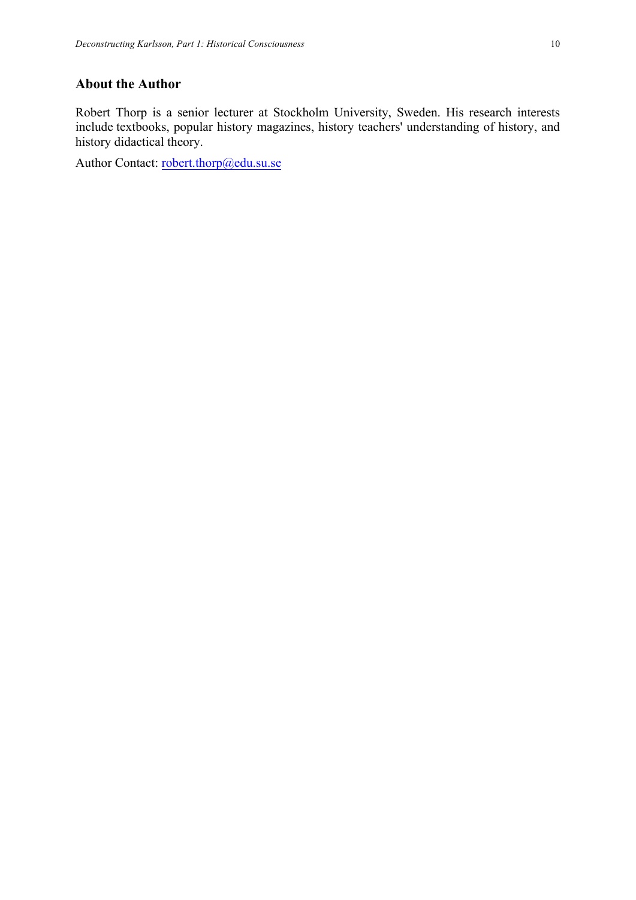## About the Author

Robert Thorp is a senior lecturer at Stockholm University, Sweden. His research interests include textbooks, popular history magazines, history teachers' understanding of history, and history didactical theory.

Author Contact: robert.thorp@edu.su.se